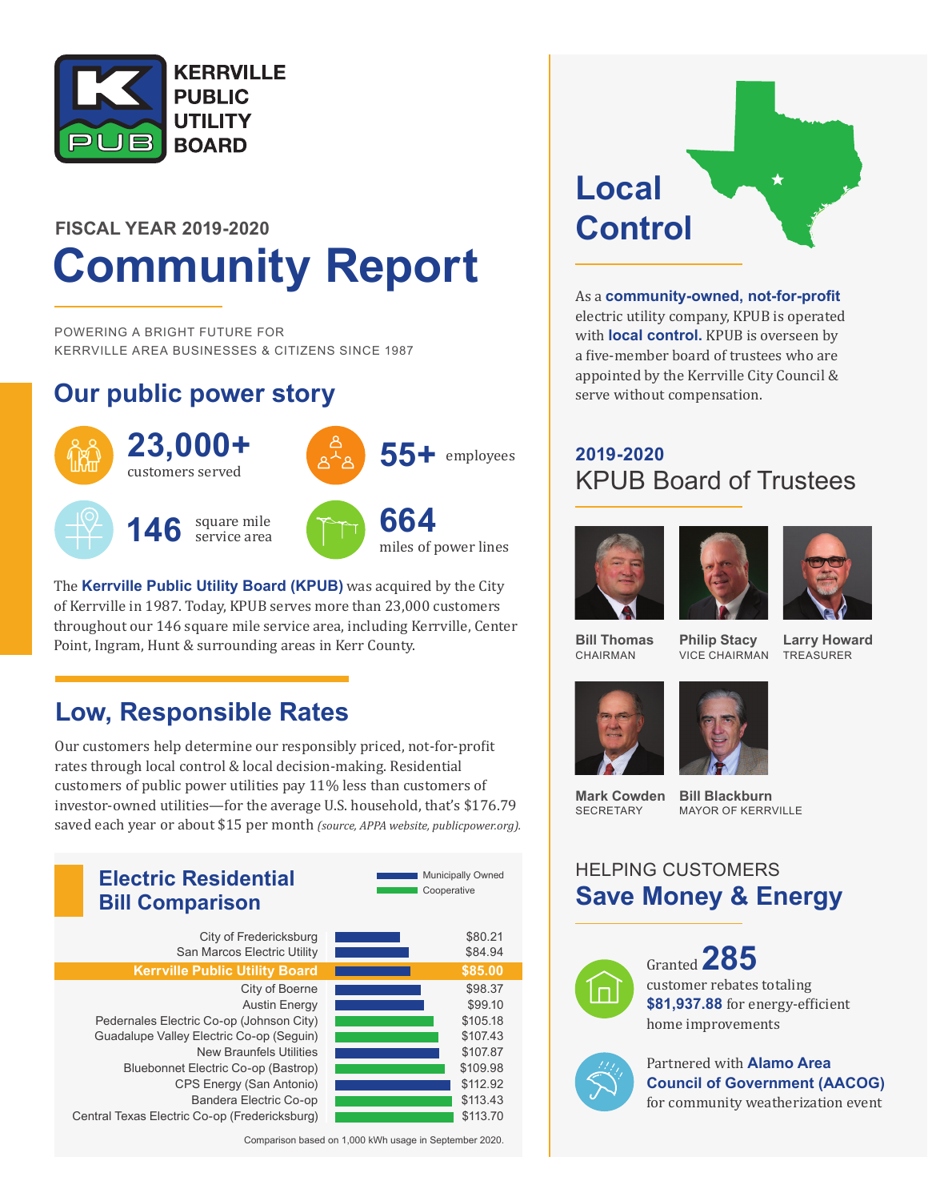KERRVILLE PUBLIC UTILITY BOARD

FISCAL YEAR 2019-2020

# Community Report

POWERING A BRIGHT FUTURE FOR
KERRVILLE AREA BUSINESSES & CITIZENS SINCE 1987

## Our public power story

**23,000+** customers served

**55+** employees

**146** square mile service area

**664** miles of power lines

The **Kerrville Public Utility Board (KPUB)** was acquired by the City of Kerrville in 1987. Today, KPUB serves more than 23,000 customers throughout our 146 square mile service area, including Kerrville, Center Point, Ingram, Hunt & surrounding areas in Kerr County.

## Low, Responsible Rates

Our customers help determine our responsibly priced, not-for-profit rates through local control & local decision-making. Residential customers of public power utilities pay 11% less than customers of investor-owned utilities—for the average U.S. household, that's $176.79 saved each year or about $15 per month *(source, APPA website, publicpower.org).*

### Electric Residential Bill Comparison

Municipally Owned
Cooperative

City of Fredericksburg $80.21
San Marcos Electric Utility $84.94
**Kerrville Public Utility Board $85.00**
City of Boerne $98.37
Austin Energy $99.10
Pedernales Electric Co-op (Johnson City) $105.18
Guadalupe Valley Electric Co-op (Seguin) $107.43
New Braunfels Utilities $107.87
Bluebonnet Electric Co-op (Bastrop) $109.98
CPS Energy (San Antonio) $112.92
Bandera Electric Co-op $113.43
Central Texas Electric Co-op (Fredericksburg) $113.70

Comparison based on 1,000 kWh usage in September 2020.

## Local Control

As a **community-owned, not-for-profit** electric utility company, KPUB is operated with **local control.** KPUB is overseen by a five-member board of trustees who are appointed by the Kerrville City Council & serve without compensation.

## 2019-2020 KPUB Board of Trustees

**Bill Thomas**
CHAIRMAN

**Philip Stacy**
VICE CHAIRMAN

**Larry Howard**
TREASURER

**Mark Cowden**
SECRETARY

**Bill Blackburn**
MAYOR OF KERRVILLE

## HELPING CUSTOMERS Save Money & Energy

Granted **285** customer rebates totaling **$81,937.88** for energy-efficient home improvements

Partnered with **Alamo Area Council of Government (AACOG)** for community weatherization event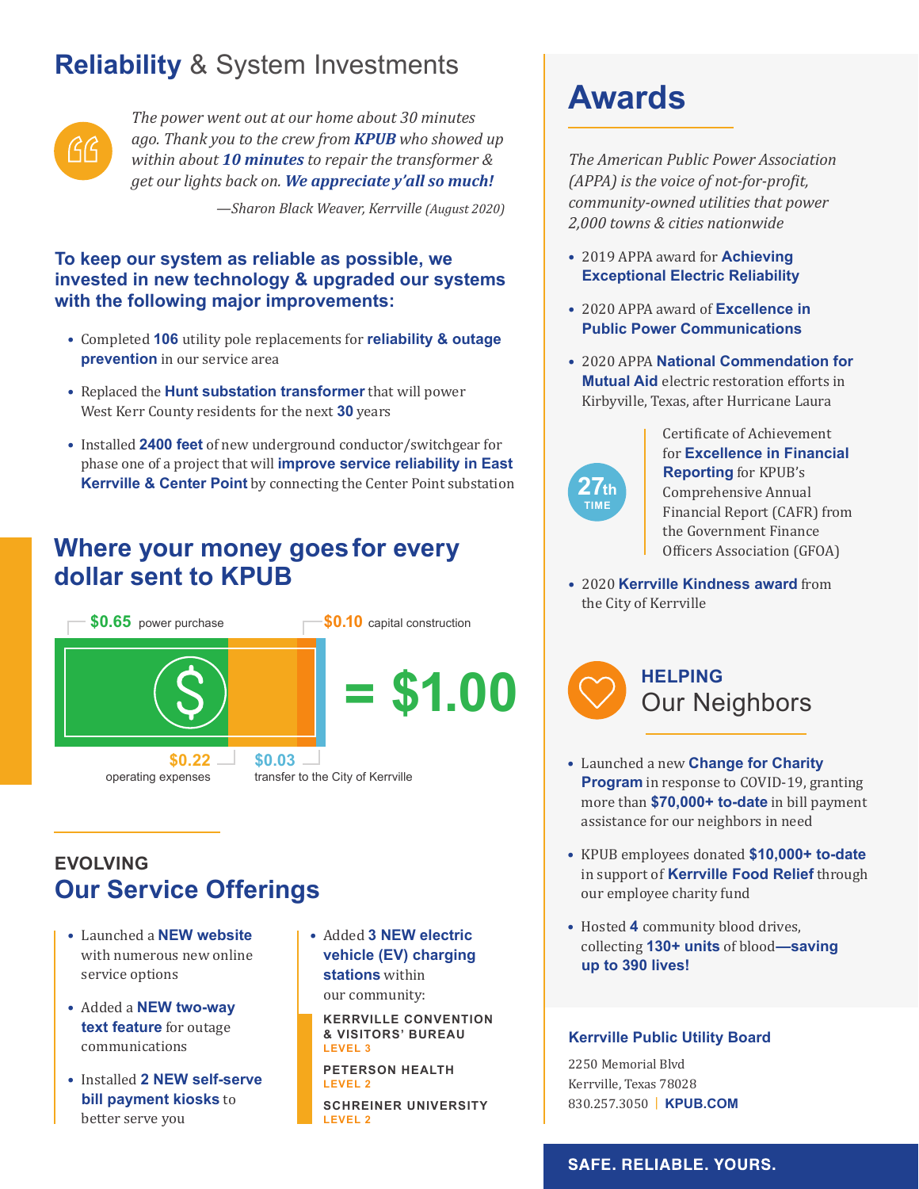## **Reliability** & System Investments

*The power went out at our home about 30 minutes ago. Thank you to the crew from **KPUB** who showed up within about **10 minutes** to repair the transformer & get our lights back on. **We appreciate y'all so much!***

*—Sharon Black Weaver, Kerrville (August 2020)*

**To keep our system as reliable as possible, we invested in new technology & upgraded our systems with the following major improvements:**

- Completed **106** utility pole replacements for **reliability & outage prevention** in our service area
- Replaced the **Hunt substation transformer** that will power West Kerr County residents for the next **30** years
- Installed **2400 feet** of new underground conductor/switchgear for phase one of a project that will **improve service reliability in East Kerrville & Center Point** by connecting the Center Point substation

## Where your money goes for every dollar sent to KPUB

$0.65 power purchase

$0.10 capital construction

$0.22 operating expenses

$0.03 transfer to the City of Kerrville

= $1.00

### EVOLVING
## Our Service Offerings

- Launched a **NEW website** with numerous new online service options
- Added a **NEW two-way text feature** for outage communications
- Installed **2 NEW self-serve bill payment kiosks** to better serve you
- Added **3 NEW electric vehicle (EV) charging stations** within our community:

**KERRVILLE CONVENTION & VISITORS' BUREAU**
LEVEL 3

**PETERSON HEALTH**
LEVEL 2

**SCHREINER UNIVERSITY**
LEVEL 2

# Awards

*The American Public Power Association (APPA) is the voice of not-for-profit, community-owned utilities that power 2,000 towns & cities nationwide*

- 2019 APPA award for **Achieving Exceptional Electric Reliability**
- 2020 APPA award of **Excellence in Public Power Communications**
- 2020 APPA **National Commendation for Mutual Aid** electric restoration efforts in Kirbyville, Texas, after Hurricane Laura

27th TIME

Certificate of Achievement for **Excellence in Financial Reporting** for KPUB's Comprehensive Annual Financial Report (CAFR) from the Government Finance Officers Association (GFOA)

- 2020 **Kerrville Kindness award** from the City of Kerrville

## HELPING Our Neighbors

- Launched a new **Change for Charity Program** in response to COVID-19, granting more than **$70,000+ to-date** in bill payment assistance for our neighbors in need
- KPUB employees donated **$10,000+ to-date** in support of **Kerrville Food Relief** through our employee charity fund
- Hosted **4** community blood drives, collecting **130+ units** of blood**—saving up to 390 lives!**

**Kerrville Public Utility Board**
2250 Memorial Blvd
Kerrville, Texas 78028
830.257.3050 | **KPUB.COM**

**SAFE. RELIABLE. YOURS.**